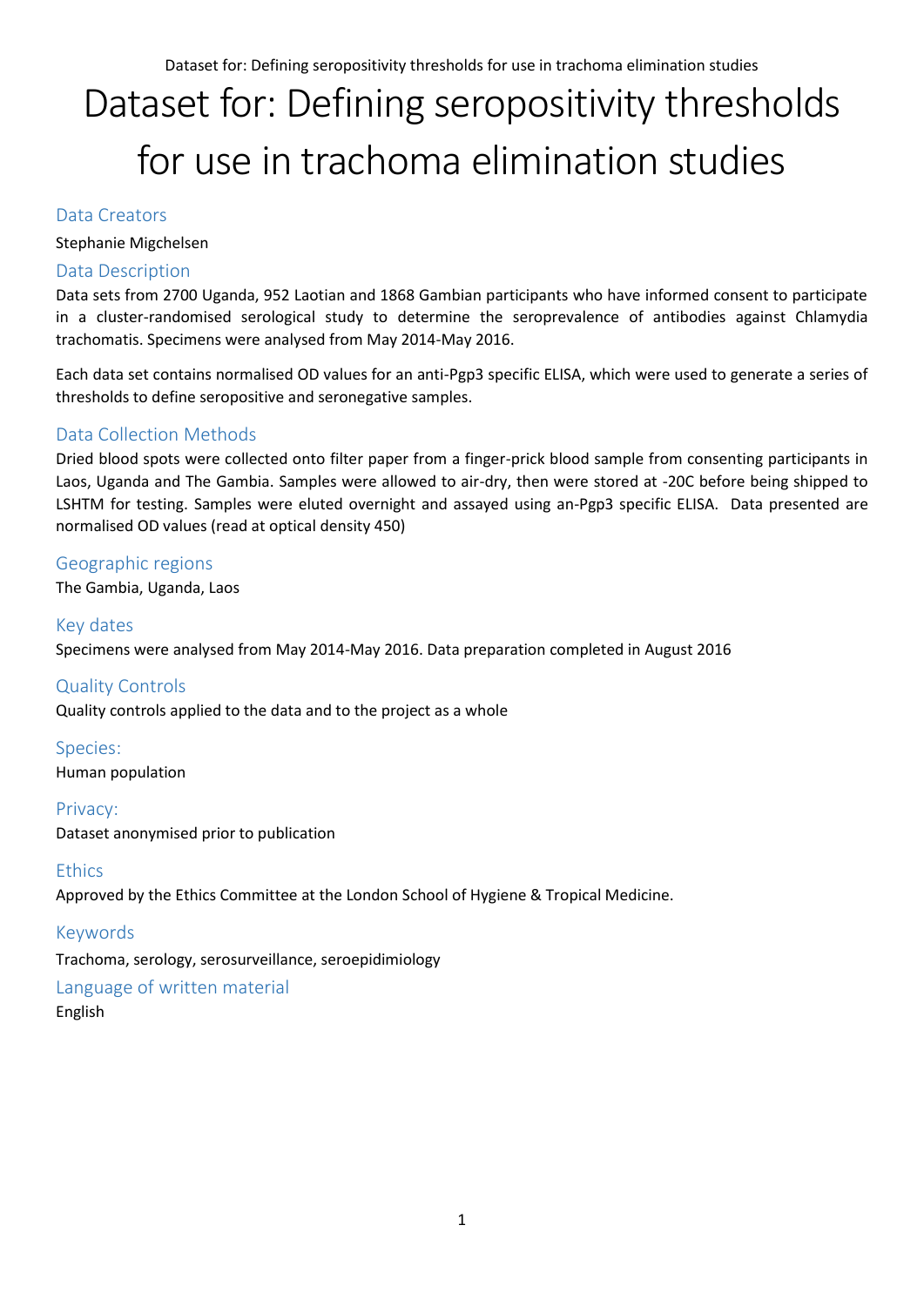# Dataset for: Defining seropositivity thresholds for use in trachoma elimination studies

## Data Creators

Stephanie Migchelsen

## Data Description

Data sets from 2700 Uganda, 952 Laotian and 1868 Gambian participants who have informed consent to participate in a cluster-randomised serological study to determine the seroprevalence of antibodies against Chlamydia trachomatis. Specimens were analysed from May 2014-May 2016.

Each data set contains normalised OD values for an anti-Pgp3 specific ELISA, which were used to generate a series of thresholds to define seropositive and seronegative samples.

## Data Collection Methods

Dried blood spots were collected onto filter paper from a finger-prick blood sample from consenting participants in Laos, Uganda and The Gambia. Samples were allowed to air-dry, then were stored at -20C before being shipped to LSHTM for testing. Samples were eluted overnight and assayed using an-Pgp3 specific ELISA. Data presented are normalised OD values (read at optical density 450)

## Geographic regions

The Gambia, Uganda, Laos

## Key dates

Specimens were analysed from May 2014-May 2016. Data preparation completed in August 2016

## Quality Controls

Quality controls applied to the data and to the project as a whole

## Species:

Human population

## Privacy:

Dataset anonymised prior to publication

## Ethics

Approved by the Ethics Committee at the London School of Hygiene & Tropical Medicine.

## Keywords

Trachoma, serology, serosurveillance, seroepidimiology

## Language of written material

English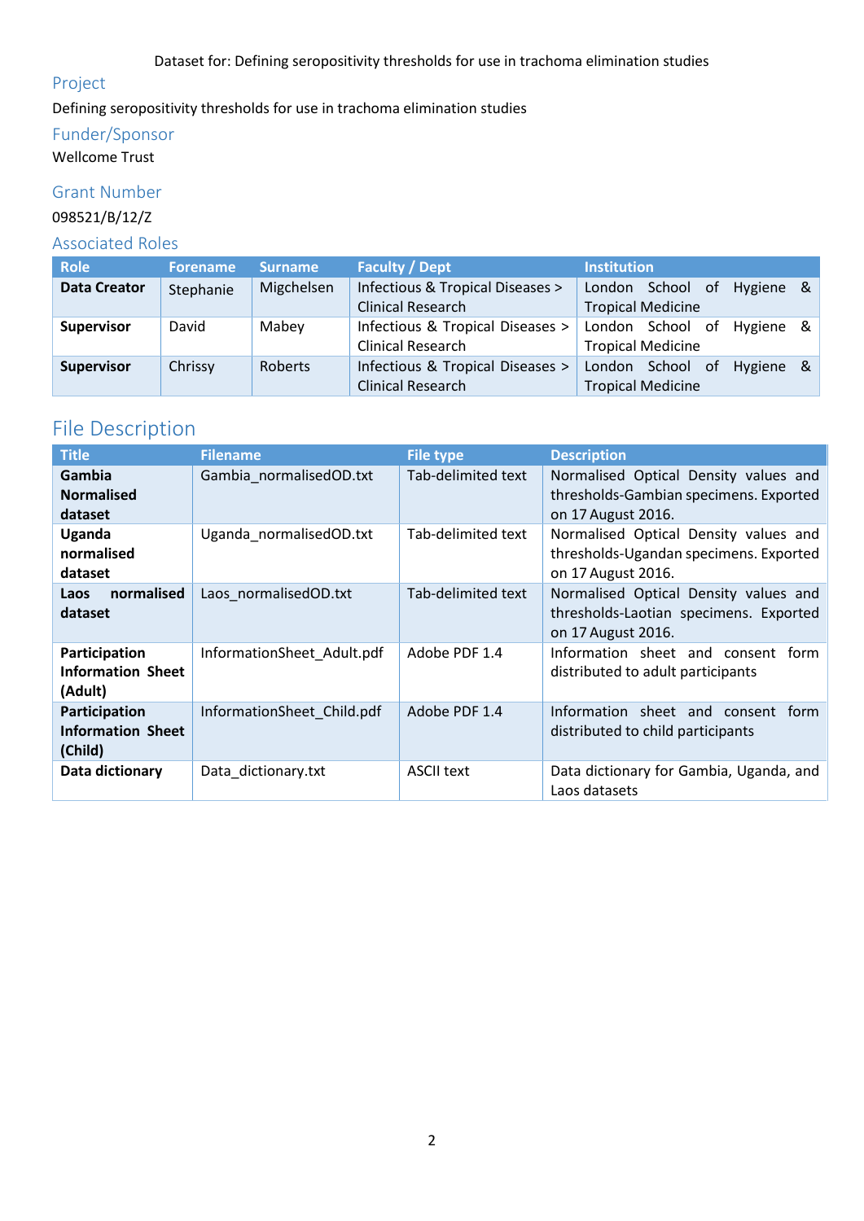Dataset for: Defining seropositivity thresholds for use in trachoma elimination studies

## Project

Defining seropositivity thresholds for use in trachoma elimination studies

## Funder/Sponsor

Wellcome Trust

## Grant Number

098521/B/12/Z

## Associated Roles

| Role | Forename | Surname | Faculty / Dept | Institution |
| --- | --- | --- | --- | --- |
| **Data Creator** | Stephanie | Migchelsen | Infectious & Tropical Diseases > Clinical Research | London School of Hygiene & Tropical Medicine |
| **Supervisor** | David | Mabey | Infectious & Tropical Diseases > Clinical Research | London School of Hygiene & Tropical Medicine |
| **Supervisor** | Chrissy | Roberts | Infectious & Tropical Diseases > Clinical Research | London School of Hygiene & Tropical Medicine |

# File Description

| Title | Filename | File type | Description |
| --- | --- | --- | --- |
| **Gambia Normalised dataset** | Gambia_normalisedOD.txt | Tab-delimited text | Normalised Optical Density values and thresholds-Gambian specimens. Exported on 17 August 2016. |
| **Uganda normalised dataset** | Uganda_normalisedOD.txt | Tab-delimited text | Normalised Optical Density values and thresholds-Ugandan specimens. Exported on 17 August 2016. |
| **Laos normalised dataset** | Laos_normalisedOD.txt | Tab-delimited text | Normalised Optical Density values and thresholds-Laotian specimens. Exported on 17 August 2016. |
| **Participation Information Sheet (Adult)** | InformationSheet_Adult.pdf | Adobe PDF 1.4 | Information sheet and consent form distributed to adult participants |
| **Participation Information Sheet (Child)** | InformationSheet_Child.pdf | Adobe PDF 1.4 | Information sheet and consent form distributed to child participants |
| **Data dictionary** | Data_dictionary.txt | ASCII text | Data dictionary for Gambia, Uganda, and Laos datasets |